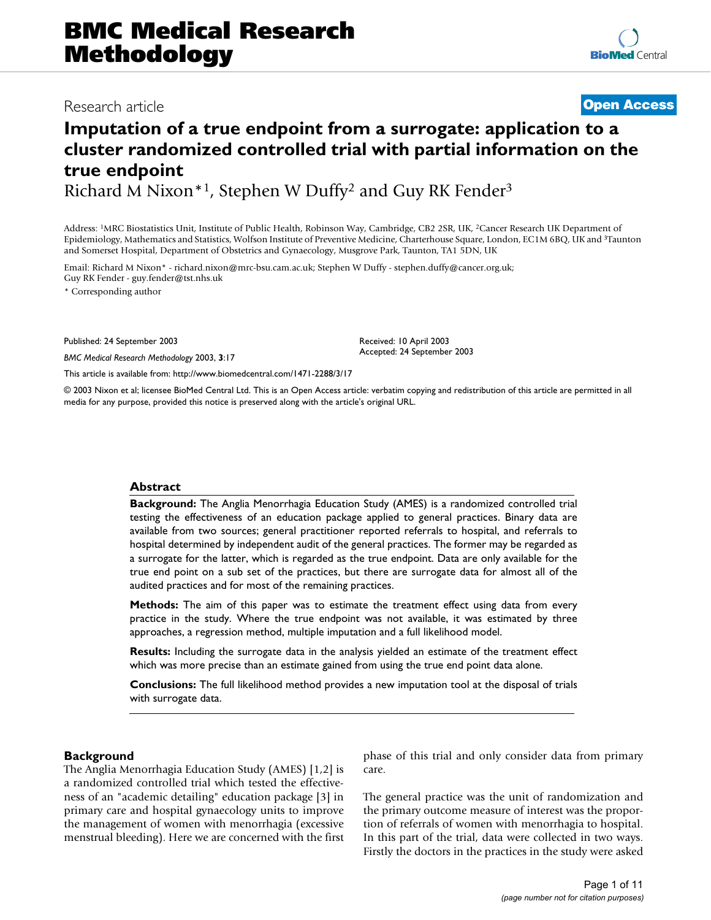# BMC Medical Research Methodology

Research article

**Open Access**

# Imputation of a true endpoint from a surrogate: application to a cluster randomized controlled trial with partial information on the true endpoint

Richard M Nixon*[1], Stephen W Duffy[2] and Guy RK Fender[3]

Address: [1]MRC Biostatistics Unit, Institute of Public Health, Robinson Way, Cambridge, CB2 2SR, UK, [2]Cancer Research UK Department of Epidemiology, Mathematics and Statistics, Wolfson Institute of Preventive Medicine, Charterhouse Square, London, EC1M 6BQ, UK and [3]Taunton and Somerset Hospital, Department of Obstetrics and Gynaecology, Musgrove Park, Taunton, TA1 5DN, UK

Email: Richard M Nixon* - richard.nixon@mrc-bsu.cam.ac.uk; Stephen W Duffy - stephen.duffy@cancer.org.uk; Guy RK Fender - guy.fender@tst.nhs.uk

\* Corresponding author

Published: 24 September 2003

*BMC Medical Research Methodology* 2003, **3**:17

Received: 10 April 2003
Accepted: 24 September 2003

This article is available from: http://www.biomedcentral.com/1471-2288/3/17

© 2003 Nixon et al; licensee BioMed Central Ltd. This is an Open Access article: verbatim copying and redistribution of this article are permitted in all media for any purpose, provided this notice is preserved along with the article's original URL.

## Abstract

**Background:** The Anglia Menorrhagia Education Study (AMES) is a randomized controlled trial testing the effectiveness of an education package applied to general practices. Binary data are available from two sources; general practitioner reported referrals to hospital, and referrals to hospital determined by independent audit of the general practices. The former may be regarded as a surrogate for the latter, which is regarded as the true endpoint. Data are only available for the true end point on a sub set of the practices, but there are surrogate data for almost all of the audited practices and for most of the remaining practices.

**Methods:** The aim of this paper was to estimate the treatment effect using data from every practice in the study. Where the true endpoint was not available, it was estimated by three approaches, a regression method, multiple imputation and a full likelihood model.

**Results:** Including the surrogate data in the analysis yielded an estimate of the treatment effect which was more precise than an estimate gained from using the true end point data alone.

**Conclusions:** The full likelihood method provides a new imputation tool at the disposal of trials with surrogate data.

## Background

The Anglia Menorrhagia Education Study (AMES) [1,2] is a randomized controlled trial which tested the effectiveness of an "academic detailing" education package [3] in primary care and hospital gynaecology units to improve the management of women with menorrhagia (excessive menstrual bleeding). Here we are concerned with the first phase of this trial and only consider data from primary care.

The general practice was the unit of randomization and the primary outcome measure of interest was the proportion of referrals of women with menorrhagia to hospital. In this part of the trial, data were collected in two ways. Firstly the doctors in the practices in the study were asked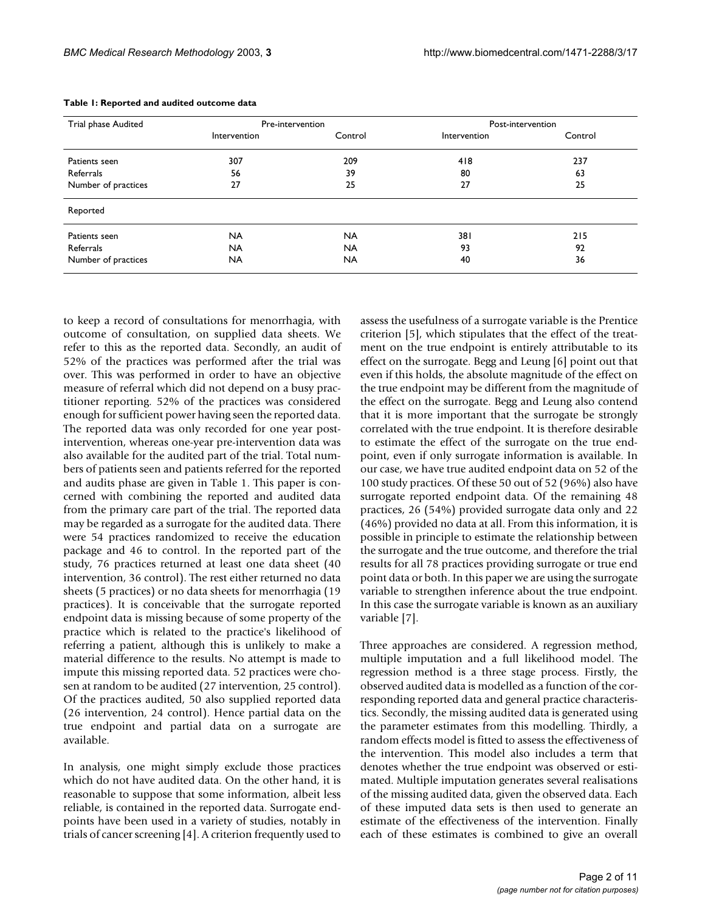**Table 1: Reported and audited outcome data**

| Trial phase Audited | Pre-intervention | | Post-intervention | |
|---|---|---|---|---|
| | Intervention | Control | Intervention | Control |
| Patients seen | 307 | 209 | 418 | 237 |
| Referrals | 56 | 39 | 80 | 63 |
| Number of practices | 27 | 25 | 27 | 25 |
| **Reported** | | | | |
| Patients seen | NA | NA | 381 | 215 |
| Referrals | NA | NA | 93 | 92 |
| Number of practices | NA | NA | 40 | 36 |

to keep a record of consultations for menorrhagia, with outcome of consultation, on supplied data sheets. We refer to this as the reported data. Secondly, an audit of 52% of the practices was performed after the trial was over. This was performed in order to have an objective measure of referral which did not depend on a busy practitioner reporting. 52% of the practices was considered enough for sufficient power having seen the reported data. The reported data was only recorded for one year post-intervention, whereas one-year pre-intervention data was also available for the audited part of the trial. Total numbers of patients seen and patients referred for the reported and audits phase are given in Table 1. This paper is concerned with combining the reported and audited data from the primary care part of the trial. The reported data may be regarded as a surrogate for the audited data. There were 54 practices randomized to receive the education package and 46 to control. In the reported part of the study, 76 practices returned at least one data sheet (40 intervention, 36 control). The rest either returned no data sheets (5 practices) or no data sheets for menorrhagia (19 practices). It is conceivable that the surrogate reported endpoint data is missing because of some property of the practice which is related to the practice's likelihood of referring a patient, although this is unlikely to make a material difference to the results. No attempt is made to impute this missing reported data. 52 practices were chosen at random to be audited (27 intervention, 25 control). Of the practices audited, 50 also supplied reported data (26 intervention, 24 control). Hence partial data on the true endpoint and partial data on a surrogate are available.

In analysis, one might simply exclude those practices which do not have audited data. On the other hand, it is reasonable to suppose that some information, albeit less reliable, is contained in the reported data. Surrogate endpoints have been used in a variety of studies, notably in trials of cancer screening [4]. A criterion frequently used to assess the usefulness of a surrogate variable is the Prentice criterion [5], which stipulates that the effect of the treatment on the true endpoint is entirely attributable to its effect on the surrogate. Begg and Leung [6] point out that even if this holds, the absolute magnitude of the effect on the true endpoint may be different from the magnitude of the effect on the surrogate. Begg and Leung also contend that it is more important that the surrogate be strongly correlated with the true endpoint. It is therefore desirable to estimate the effect of the surrogate on the true endpoint, even if only surrogate information is available. In our case, we have true audited endpoint data on 52 of the 100 study practices. Of these 50 out of 52 (96%) also have surrogate reported endpoint data. Of the remaining 48 practices, 26 (54%) provided surrogate data only and 22 (46%) provided no data at all. From this information, it is possible in principle to estimate the relationship between the surrogate and the true outcome, and therefore the trial results for all 78 practices providing surrogate or true end point data or both. In this paper we are using the surrogate variable to strengthen inference about the true endpoint. In this case the surrogate variable is known as an auxiliary variable [7].

Three approaches are considered. A regression method, multiple imputation and a full likelihood model. The regression method is a three stage process. Firstly, the observed audited data is modelled as a function of the corresponding reported data and general practice characteristics. Secondly, the missing audited data is generated using the parameter estimates from this modelling. Thirdly, a random effects model is fitted to assess the effectiveness of the intervention. This model also includes a term that denotes whether the true endpoint was observed or estimated. Multiple imputation generates several realisations of the missing audited data, given the observed data. Each of these imputed data sets is then used to generate an estimate of the effectiveness of the intervention. Finally each of these estimates is combined to give an overall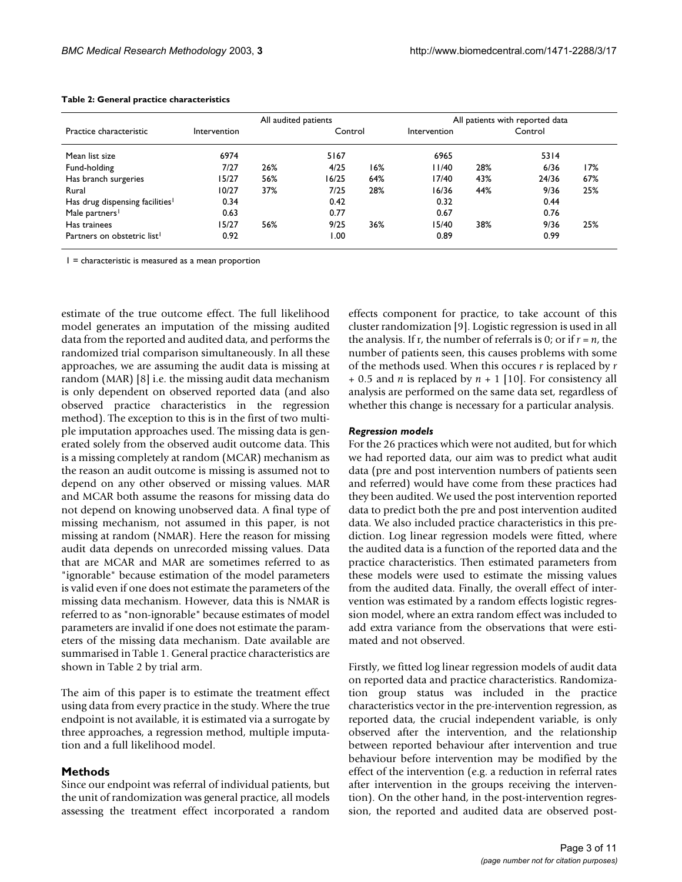**Table 2: General practice characteristics**

| Practice characteristic | All audited patients | | | | All patients with reported data | | | |
|---|---|---|---|---|---|---|---|---|
| | Intervention | | Control | | Intervention | | Control | |
| Mean list size | 6974 | | 5167 | | 6965 | | 5314 | |
| Fund-holding | 7/27 | 26% | 4/25 | 16% | 11/40 | 28% | 6/36 | 17% |
| Has branch surgeries | 15/27 | 56% | 16/25 | 64% | 17/40 | 43% | 24/36 | 67% |
| Rural | 10/27 | 37% | 7/25 | 28% | 16/36 | 44% | 9/36 | 25% |
| Has drug dispensing facilities[1] | 0.34 | | 0.42 | | 0.32 | | 0.44 | |
| Male partners[1] | 0.63 | | 0.77 | | 0.67 | | 0.76 | |
| Has trainees | 15/27 | 56% | 9/25 | 36% | 15/40 | 38% | 9/36 | 25% |
| Partners on obstetric list[1] | 0.92 | | 1.00 | | 0.89 | | 0.99 | |

1 = characteristic is measured as a mean proportion

estimate of the true outcome effect. The full likelihood model generates an imputation of the missing audited data from the reported and audited data, and performs the randomized trial comparison simultaneously. In all these approaches, we are assuming the audit data is missing at random (MAR) [8] i.e. the missing audit data mechanism is only dependent on observed reported data (and also observed practice characteristics in the regression method). The exception to this is in the first of two multiple imputation approaches used. The missing data is generated solely from the observed audit outcome data. This is a missing completely at random (MCAR) mechanism as the reason an audit outcome is missing is assumed not to depend on any other observed or missing values. MAR and MCAR both assume the reasons for missing data do not depend on knowing unobserved data. A final type of missing mechanism, not assumed in this paper, is not missing at random (NMAR). Here the reason for missing audit data depends on unrecorded missing values. Data that are MCAR and MAR are sometimes referred to as "ignorable" because estimation of the model parameters is valid even if one does not estimate the parameters of the missing data mechanism. However, data this is NMAR is referred to as "non-ignorable" because estimates of model parameters are invalid if one does not estimate the parameters of the missing data mechanism. Date available are summarised in Table 1. General practice characteristics are shown in Table 2 by trial arm.

The aim of this paper is to estimate the treatment effect using data from every practice in the study. Where the true endpoint is not available, it is estimated via a surrogate by three approaches, a regression method, multiple imputation and a full likelihood model.

## Methods

Since our endpoint was referral of individual patients, but the unit of randomization was general practice, all models assessing the treatment effect incorporated a random effects component for practice, to take account of this cluster randomization [9]. Logistic regression is used in all the analysis. If r, the number of referrals is 0; or if $r = n$, the number of patients seen, this causes problems with some of the methods used. When this occures $r$ is replaced by $r + 0.5$ and $n$ is replaced by $n + 1$ [10]. For consistency all analysis are performed on the same data set, regardless of whether this change is necessary for a particular analysis.

### *Regression models*

For the 26 practices which were not audited, but for which we had reported data, our aim was to predict what audit data (pre and post intervention numbers of patients seen and referred) would have come from these practices had they been audited. We used the post intervention reported data to predict both the pre and post intervention audited data. We also included practice characteristics in this prediction. Log linear regression models were fitted, where the audited data is a function of the reported data and the practice characteristics. Then estimated parameters from these models were used to estimate the missing values from the audited data. Finally, the overall effect of intervention was estimated by a random effects logistic regression model, where an extra random effect was included to add extra variance from the observations that were estimated and not observed.

Firstly, we fitted log linear regression models of audit data on reported data and practice characteristics. Randomization group status was included in the practice characteristics vector in the pre-intervention regression, as reported data, the crucial independent variable, is only observed after the intervention, and the relationship between reported behaviour after intervention and true behaviour before intervention may be modified by the effect of the intervention (e.g. a reduction in referral rates after intervention in the groups receiving the intervention). On the other hand, in the post-intervention regression, the reported and audited data are observed post-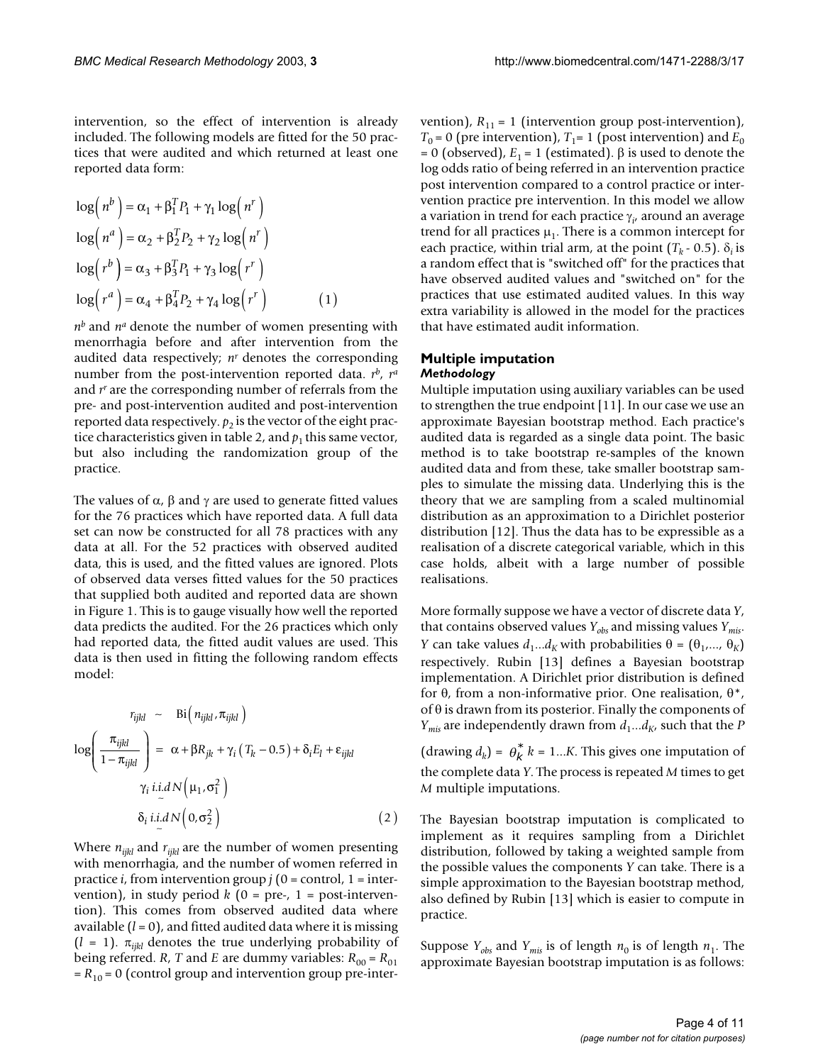intervention, so the effect of intervention is already included. The following models are fitted for the 50 practices that were audited and which returned at least one reported data form:

$$
\begin{aligned}
\log\left(n^b\right) &= \alpha_1 + \beta_1^T P_1 + \gamma_1 \log\left(n^r\right) \\
\log\left(n^a\right) &= \alpha_2 + \beta_2^T P_2 + \gamma_2 \log\left(n^r\right) \\
\log\left(r^b\right) &= \alpha_3 + \beta_3^T P_1 + \gamma_3 \log\left(r^r\right) \\
\log\left(r^a\right) &= \alpha_4 + \beta_4^T P_2 + \gamma_4 \log\left(r^r\right) \qquad (1)
\end{aligned}
$$

$n^b$ and $n^a$ denote the number of women presenting with menorrhagia before and after intervention from the audited data respectively; $n^r$ denotes the corresponding number from the post-intervention reported data. $r^b$, $r^a$ and $r^r$ are the corresponding number of referrals from the pre- and post-intervention audited and post-intervention reported data respectively. $p_2$ is the vector of the eight practice characteristics given in table 2, and $p_1$ this same vector, but also including the randomization group of the practice.

The values of $\alpha$, $\beta$ and $\gamma$ are used to generate fitted values for the 76 practices which have reported data. A full data set can now be constructed for all 78 practices with any data at all. For the 52 practices with observed audited data, this is used, and the fitted values are ignored. Plots of observed data verses fitted values for the 50 practices that supplied both audited and reported data are shown in Figure 1. This is to gauge visually how well the reported data predicts the audited. For the 26 practices which only had reported data, the fitted audit values are used. This data is then used in fitting the following random effects model:

$$
\begin{aligned}
r_{ijkl} &\sim \mathrm{Bi}\left(n_{ijkl}, \pi_{ijkl}\right) \\
\log\left(\frac{\pi_{ijkl}}{1-\pi_{ijkl}}\right) &= \alpha + \beta R_{jk} + \gamma_i\left(T_k - 0.5\right) + \delta_i E_l + \varepsilon_{ijkl} \\
\gamma_i &\underset{\sim}{i.i.d} N\left(\mu_1, \sigma_1^2\right) \\
\delta_i &\underset{\sim}{i.i.d} N\left(0, \sigma_2^2\right) \qquad (2)
\end{aligned}
$$

Where $n_{ijkl}$ and $r_{ijkl}$ are the number of women presenting with menorrhagia, and the number of women referred in practice $i$, from intervention group $j$ (0 = control, 1 = intervention), in study period $k$ (0 = pre-, 1 = post-intervention). This comes from observed audited data where available ($l$ = 0), and fitted audited data where it is missing ($l$ = 1). $\pi_{ijkl}$ denotes the true underlying probability of being referred. $R$, $T$ and $E$ are dummy variables: $R_{00} = R_{01} = R_{10} = 0$ (control group and intervention group pre-intervention), $R_{11} = 1$ (intervention group post-intervention), $T_0 = 0$ (pre intervention), $T_1 = 1$ (post intervention) and $E_0 = 0$ (observed), $E_1 = 1$ (estimated). $\beta$ is used to denote the log odds ratio of being referred in an intervention practice post intervention compared to a control practice or intervention practice pre intervention. In this model we allow a variation in trend for each practice $\gamma_i$, around an average trend for all practices $\mu_1$. There is a common intercept for each practice, within trial arm, at the point ($T_k$ - 0.5). $\delta_i$ is a random effect that is "switched off" for the practices that have observed audited values and "switched on" for the practices that use estimated audited values. In this way extra variability is allowed in the model for the practices that have estimated audit information.

## Multiple imputation

### *Methodology*

Multiple imputation using auxiliary variables can be used to strengthen the true endpoint [11]. In our case we use an approximate Bayesian bootstrap method. Each practice's audited data is regarded as a single data point. The basic method is to take bootstrap re-samples of the known audited data and from these, take smaller bootstrap samples to simulate the missing data. Underlying this is the theory that we are sampling from a scaled multinomial distribution as an approximation to a Dirichlet posterior distribution [12]. Thus the data has to be expressible as a realisation of a discrete categorical variable, which in this case holds, albeit with a large number of possible realisations.

More formally suppose we have a vector of discrete data $Y$, that contains observed values $Y_{obs}$ and missing values $Y_{mis}$. $Y$ can take values $d_1 \ldots d_K$ with probabilities $\theta = (\theta_1, \ldots, \theta_K)$ respectively. Rubin [13] defines a Bayesian bootstrap implementation. A Dirichlet prior distribution is defined for $\theta$, from a non-informative prior. One realisation, $\theta^*$, of $\theta$ is drawn from its posterior. Finally the components of $Y_{mis}$ are independently drawn from $d_1 \ldots d_K$, such that the $P$ (drawing $d_k$) = $\theta_k^*$ $k = 1 \ldots K$. This gives one imputation of the complete data $Y$. The process is repeated $M$ times to get $M$ multiple imputations.

The Bayesian bootstrap imputation is complicated to implement as it requires sampling from a Dirichlet distribution, followed by taking a weighted sample from the possible values the components $Y$ can take. There is a simple approximation to the Bayesian bootstrap method, also defined by Rubin [13] which is easier to compute in practice.

Suppose $Y_{obs}$ and $Y_{mis}$ is of length $n_0$ is of length $n_1$. The approximate Bayesian bootstrap imputation is as follows: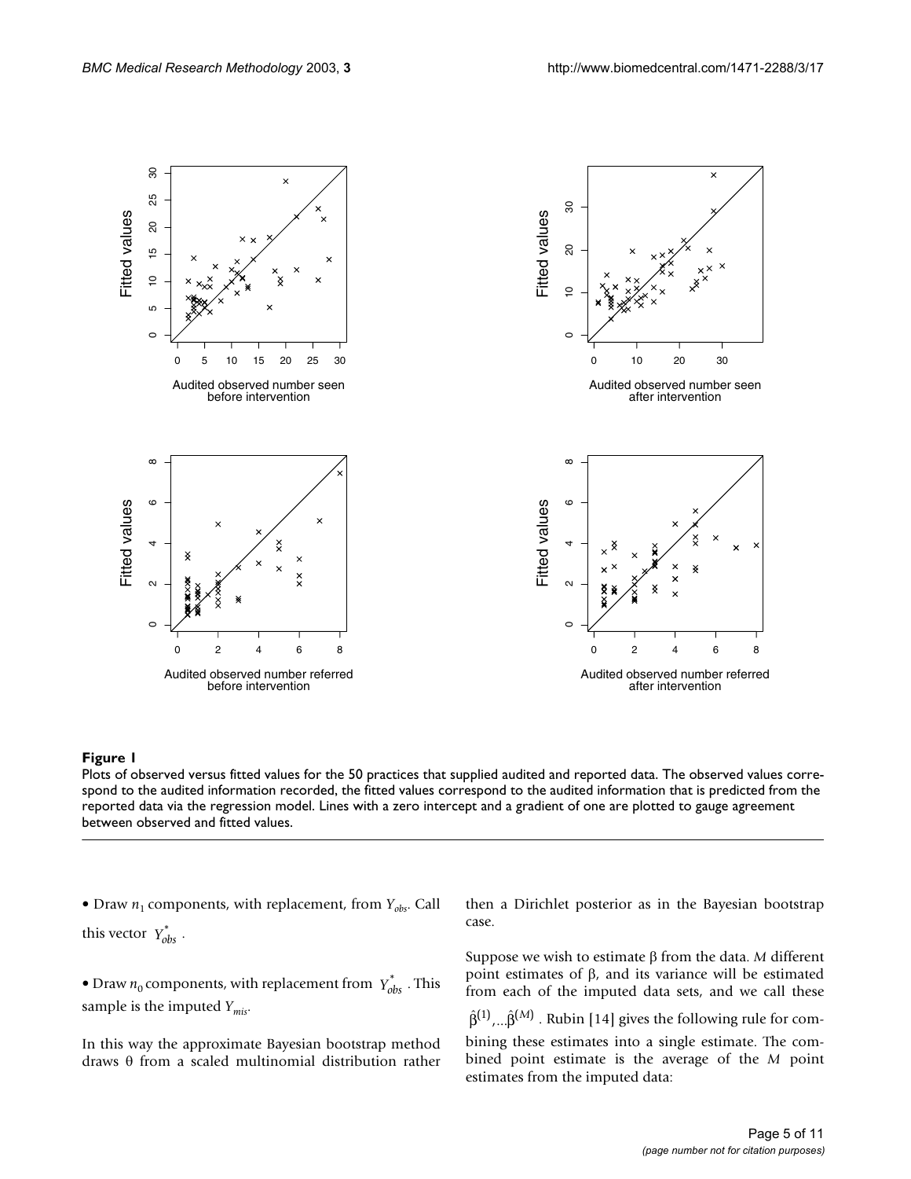**Figure 1**

Plots of observed versus fitted values for the 50 practices that supplied audited and reported data. The observed values correspond to the audited information recorded, the fitted values correspond to the audited information that is predicted from the reported data via the regression model. Lines with a zero intercept and a gradient of one are plotted to gauge agreement between observed and fitted values.

- Draw $n_1$ components, with replacement, from $Y_{obs}$. Call this vector $Y^*_{obs}$.

- Draw $n_0$ components, with replacement from $Y^*_{obs}$. This sample is the imputed $Y_{mis}$.

In this way the approximate Bayesian bootstrap method draws θ from a scaled multinomial distribution rather then a Dirichlet posterior as in the Bayesian bootstrap case.

Suppose we wish to estimate β from the data. *M* different point estimates of β, and its variance will be estimated from each of the imputed data sets, and we call these $\hat{\beta}^{(1)},...\hat{\beta}^{(M)}$. Rubin [14] gives the following rule for combining these estimates into a single estimate. The combined point estimate is the average of the *M* point estimates from the imputed data: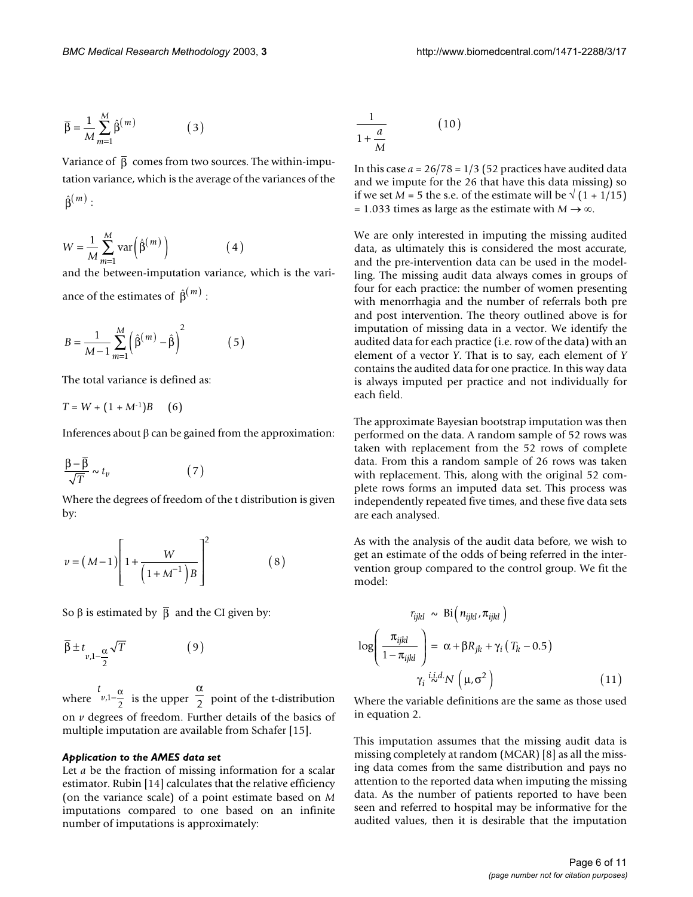$$\bar{\beta} = \frac{1}{M}\sum_{m=1}^{M}\hat{\beta}^{(m)} \qquad (3)$$

Variance of $\bar{\beta}$ comes from two sources. The within-imputation variance, which is the average of the variances of the $\hat{\beta}^{(m)}$:

$$W = \frac{1}{M}\sum_{m=1}^{M}\mathrm{var}\left(\hat{\beta}^{(m)}\right) \qquad (4)$$

and the between-imputation variance, which is the variance of the estimates of $\hat{\beta}^{(m)}$:

$$B = \frac{1}{M-1}\sum_{m=1}^{M}\left(\hat{\beta}^{(m)} - \hat{\beta}\right)^2 \qquad (5)$$

The total variance is defined as:

$$T = W + (1 + M^{-1})B \qquad (6)$$

Inferences about $\beta$ can be gained from the approximation:

$$\frac{\beta - \bar{\beta}}{\sqrt{T}} \sim t_v \qquad (7)$$

Where the degrees of freedom of the t distribution is given by:

$$v = (M-1)\left[1 + \frac{W}{\left(1+M^{-1}\right)B}\right]^2 \qquad (8)$$

So $\beta$ is estimated by $\bar{\beta}$ and the CI given by:

$$\bar{\beta} \pm t_{v,1-\frac{\alpha}{2}}\sqrt{T} \qquad (9)$$

where $t_{v,1-\frac{\alpha}{2}}$ is the upper $\frac{\alpha}{2}$ point of the t-distribution on $v$ degrees of freedom. Further details of the basics of multiple imputation are available from Schafer [15].

#### *Application to the AMES data set*

Let $a$ be the fraction of missing information for a scalar estimator. Rubin [14] calculates that the relative efficiency (on the variance scale) of a point estimate based on $M$ imputations compared to one based on an infinite number of imputations is approximately:

$$\frac{1}{1+\frac{a}{M}} \qquad (10)$$

In this case $a = 26/78 = 1/3$ (52 practices have audited data and we impute for the 26 that have this data missing) so if we set $M = 5$ the s.e. of the estimate will be $\sqrt{(1 + 1/15)} = 1.033$ times as large as the estimate with $M \to \infty$.

We are only interested in imputing the missing audited data, as ultimately this is considered the most accurate, and the pre-intervention data can be used in the modelling. The missing audit data always comes in groups of four for each practice: the number of women presenting with menorrhagia and the number of referrals both pre and post intervention. The theory outlined above is for imputation of missing data in a vector. We identify the audited data for each practice (i.e. row of the data) with an element of a vector $Y$. That is to say, each element of $Y$ contains the audited data for one practice. In this way data is always imputed per practice and not individually for each field.

The approximate Bayesian bootstrap imputation was then performed on the data. A random sample of 52 rows was taken with replacement from the 52 rows of complete data. From this a random sample of 26 rows was taken with replacement. This, along with the original 52 complete rows forms an imputed data set. This process was independently repeated five times, and these five data sets are each analysed.

As with the analysis of the audit data before, we wish to get an estimate of the odds of being referred in the intervention group compared to the control group. We fit the model:

$$\begin{aligned} r_{ijkl} &\sim \mathrm{Bi}\left(n_{ijkl}, \pi_{ijkl}\right) \\ \log\left(\frac{\pi_{ijkl}}{1-\pi_{ijkl}}\right) &= \alpha + \beta R_{jk} + \gamma_i\left(T_k - 0.5\right) \\ \gamma_i &\overset{i.i.d.}{\sim} N\left(\mu, \sigma^2\right) \end{aligned} \qquad (11)$$

Where the variable definitions are the same as those used in equation 2.

This imputation assumes that the missing audit data is missing completely at random (MCAR) [8] as all the missing data comes from the same distribution and pays no attention to the reported data when imputing the missing data. As the number of patients reported to have been seen and referred to hospital may be informative for the audited values, then it is desirable that the imputation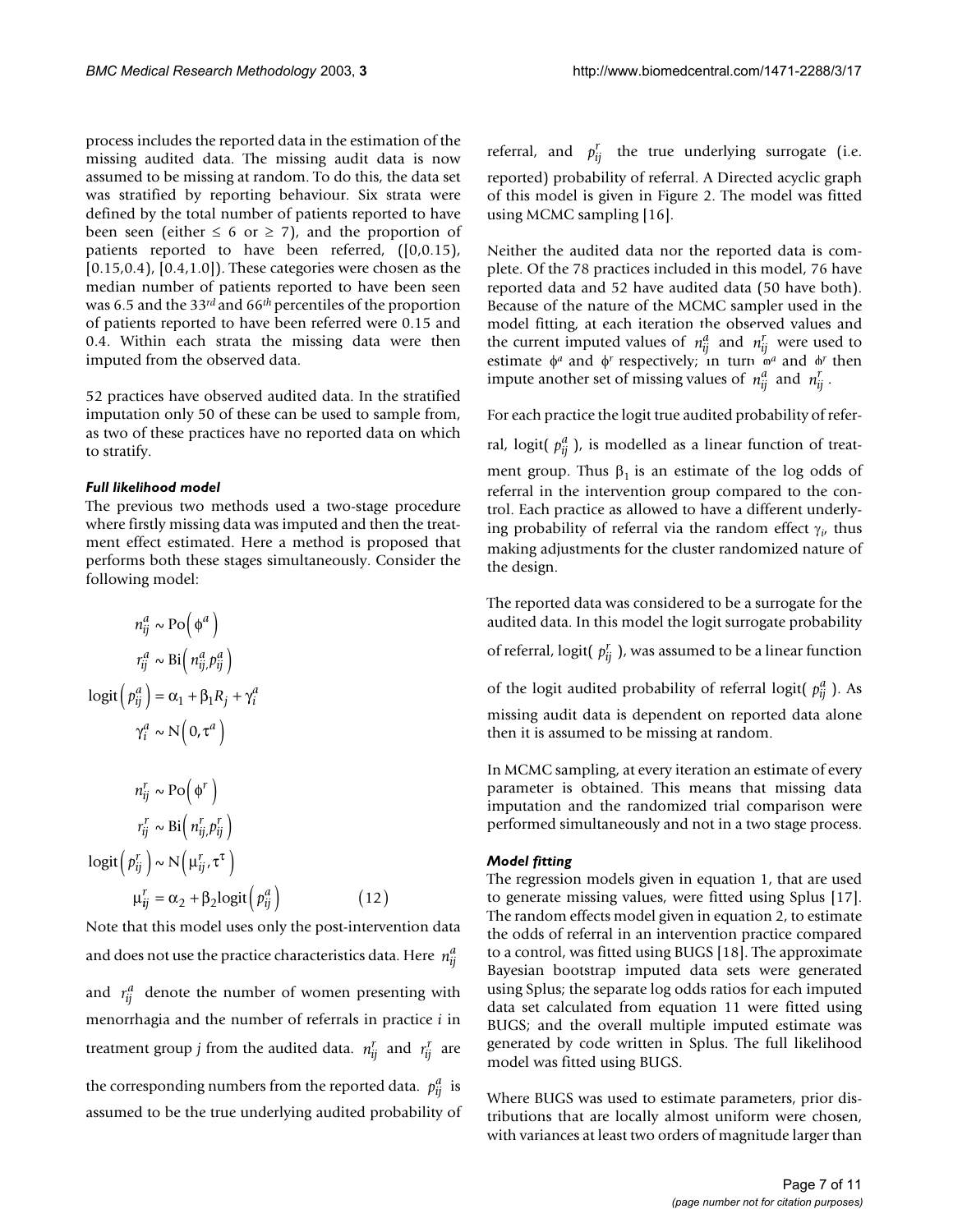process includes the reported data in the estimation of the missing audited data. The missing audit data is now assumed to be missing at random. To do this, the data set was stratified by reporting behaviour. Six strata were defined by the total number of patients reported to have been seen (either ≤ 6 or ≥ 7), and the proportion of patients reported to have been referred, ([0,0.15), [0.15,0.4), [0.4,1.0]). These categories were chosen as the median number of patients reported to have been seen was 6.5 and the 33[rd] and 66[th] percentiles of the proportion of patients reported to have been referred were 0.15 and 0.4. Within each strata the missing data were then imputed from the observed data.

52 practices have observed audited data. In the stratified imputation only 50 of these can be used to sample from, as two of these practices have no reported data on which to stratify.

### *Full likelihood model*

The previous two methods used a two-stage procedure where firstly missing data was imputed and then the treatment effect estimated. Here a method is proposed that performs both these stages simultaneously. Consider the following model:

$$
\begin{aligned}
n_{ij}^{a} &\sim \text{Po}\left(\phi^{a}\right) \\
r_{ij}^{a} &\sim \text{Bi}\left(n_{ij}^{a}, p_{ij}^{a}\right) \\
\text{logit}\left(p_{ij}^{a}\right) &= \alpha_1 + \beta_1 R_j + \gamma_i^{a} \\
\gamma_i^{a} &\sim \text{N}\left(0, \tau^{a}\right) \\
\\
n_{ij}^{r} &\sim \text{Po}\left(\phi^{r}\right) \\
r_{ij}^{r} &\sim \text{Bi}\left(n_{ij}^{r}, p_{ij}^{r}\right) \\
\text{logit}\left(p_{ij}^{r}\right) &\sim \text{N}\left(\mu_{ij}^{r}, \tau^{\tau}\right) \\
\mu_{ij}^{r} &= \alpha_2 + \beta_2 \text{logit}\left(p_{ij}^{a}\right) \qquad (12)
\end{aligned}
$$

Note that this model uses only the post-intervention data and does not use the practice characteristics data. Here $n_{ij}^{a}$ and $r_{ij}^{a}$ denote the number of women presenting with menorrhagia and the number of referrals in practice $i$ in treatment group $j$ from the audited data. $n_{ij}^{r}$ and $r_{ij}^{r}$ are the corresponding numbers from the reported data. $p_{ij}^{a}$ is assumed to be the true underlying audited probability of referral, and $p_{ij}^{r}$ the true underlying surrogate (i.e. reported) probability of referral. A Directed acyclic graph of this model is given in Figure 2. The model was fitted using MCMC sampling [16].

Neither the audited data nor the reported data is complete. Of the 78 practices included in this model, 76 have reported data and 52 have audited data (50 have both). Because of the nature of the MCMC sampler used in the model fitting, at each iteration the observed values and the current imputed values of $n_{ij}^{a}$ and $n_{ij}^{r}$ were used to estimate $\phi^{a}$ and $\phi^{r}$ respectively; in turn $\phi^{a}$ and $\phi^{r}$ then impute another set of missing values of $n_{ij}^{a}$ and $n_{ij}^{r}$.

For each practice the logit true audited probability of referral, logit($p_{ij}^{a}$), is modelled as a linear function of treatment group. Thus $\beta_1$ is an estimate of the log odds of referral in the intervention group compared to the control. Each practice as allowed to have a different underlying probability of referral via the random effect $\gamma_i$, thus making adjustments for the cluster randomized nature of the design.

The reported data was considered to be a surrogate for the audited data. In this model the logit surrogate probability of referral, logit($p_{ij}^{r}$), was assumed to be a linear function of the logit audited probability of referral logit($p_{ij}^{a}$). As missing audit data is dependent on reported data alone then it is assumed to be missing at random.

In MCMC sampling, at every iteration an estimate of every parameter is obtained. This means that missing data imputation and the randomized trial comparison were performed simultaneously and not in a two stage process.

### *Model fitting*

The regression models given in equation 1, that are used to generate missing values, were fitted using Splus [17]. The random effects model given in equation 2, to estimate the odds of referral in an intervention practice compared to a control, was fitted using BUGS [18]. The approximate Bayesian bootstrap imputed data sets were generated using Splus; the separate log odds ratios for each imputed data set calculated from equation 11 were fitted using BUGS; and the overall multiple imputed estimate was generated by code written in Splus. The full likelihood model was fitted using BUGS.

Where BUGS was used to estimate parameters, prior distributions that are locally almost uniform were chosen, with variances at least two orders of magnitude larger than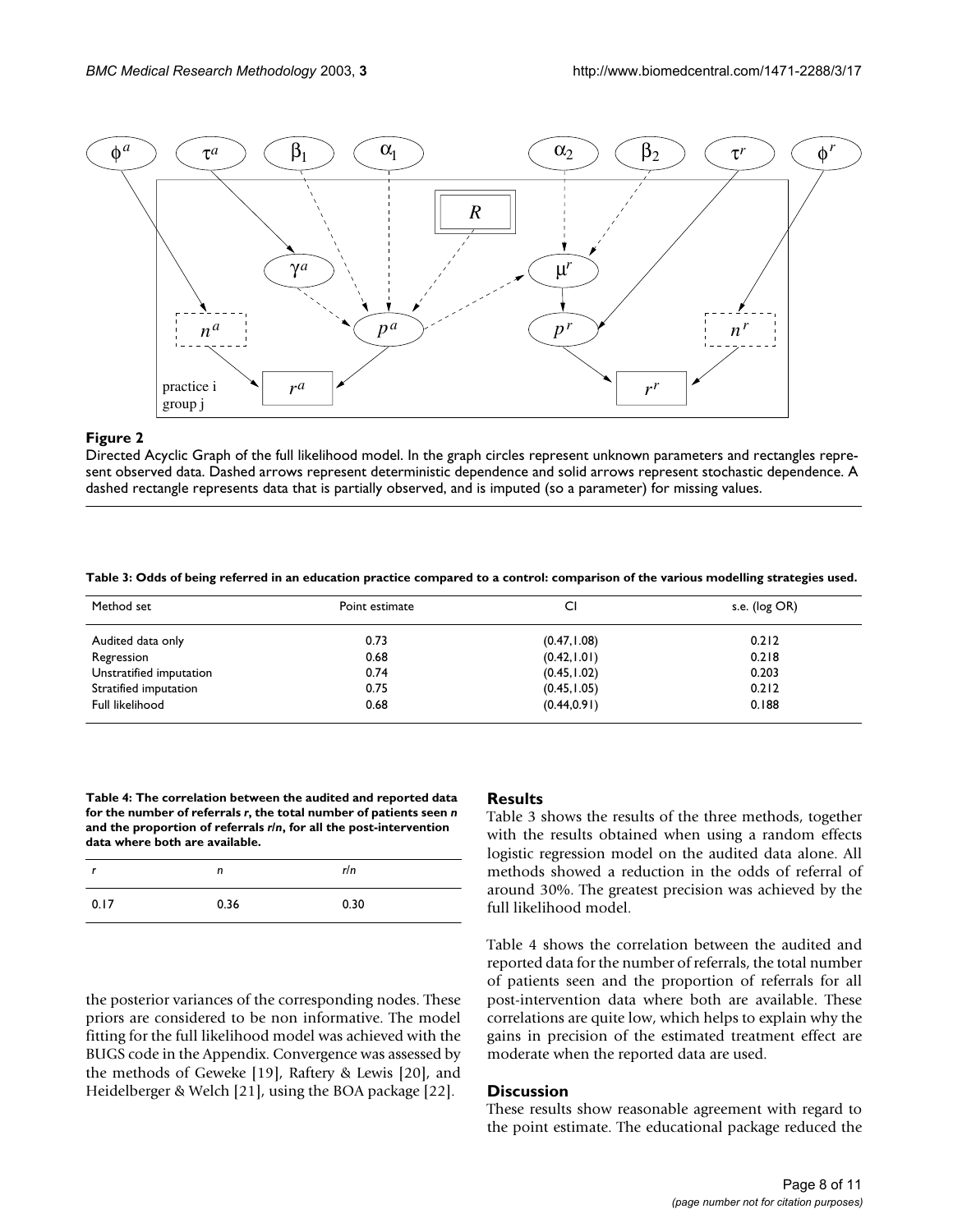**Figure 2**

Directed Acyclic Graph of the full likelihood model. In the graph circles represent unknown parameters and rectangles represent observed data. Dashed arrows represent deterministic dependence and solid arrows represent stochastic dependence. A dashed rectangle represents data that is partially observed, and is imputed (so a parameter) for missing values.

**Table 3: Odds of being referred in an education practice compared to a control: comparison of the various modelling strategies used.**

| Method set | Point estimate | CI | s.e. (log OR) |
|---|---|---|---|
| Audited data only | 0.73 | (0.47,1.08) | 0.212 |
| Regression | 0.68 | (0.42,1.01) | 0.218 |
| Unstratified imputation | 0.74 | (0.45,1.02) | 0.203 |
| Stratified imputation | 0.75 | (0.45,1.05) | 0.212 |
| Full likelihood | 0.68 | (0.44,0.91) | 0.188 |

**Table 4: The correlation between the audited and reported data for the number of referrals *r*, the total number of patients seen *n* and the proportion of referrals *r*/*n*, for all the post-intervention data where both are available.**

| $r$ | $n$ | $r/n$ |
|---|---|---|
| 0.17 | 0.36 | 0.30 |

the posterior variances of the corresponding nodes. These priors are considered to be non informative. The model fitting for the full likelihood model was achieved with the BUGS code in the Appendix. Convergence was assessed by the methods of Geweke [19], Raftery & Lewis [20], and Heidelberger & Welch [21], using the BOA package [22].

## Results

Table 3 shows the results of the three methods, together with the results obtained when using a random effects logistic regression model on the audited data alone. All methods showed a reduction in the odds of referral of around 30%. The greatest precision was achieved by the full likelihood model.

Table 4 shows the correlation between the audited and reported data for the number of referrals, the total number of patients seen and the proportion of referrals for all post-intervention data where both are available. These correlations are quite low, which helps to explain why the gains in precision of the estimated treatment effect are moderate when the reported data are used.

## Discussion

These results show reasonable agreement with regard to the point estimate. The educational package reduced the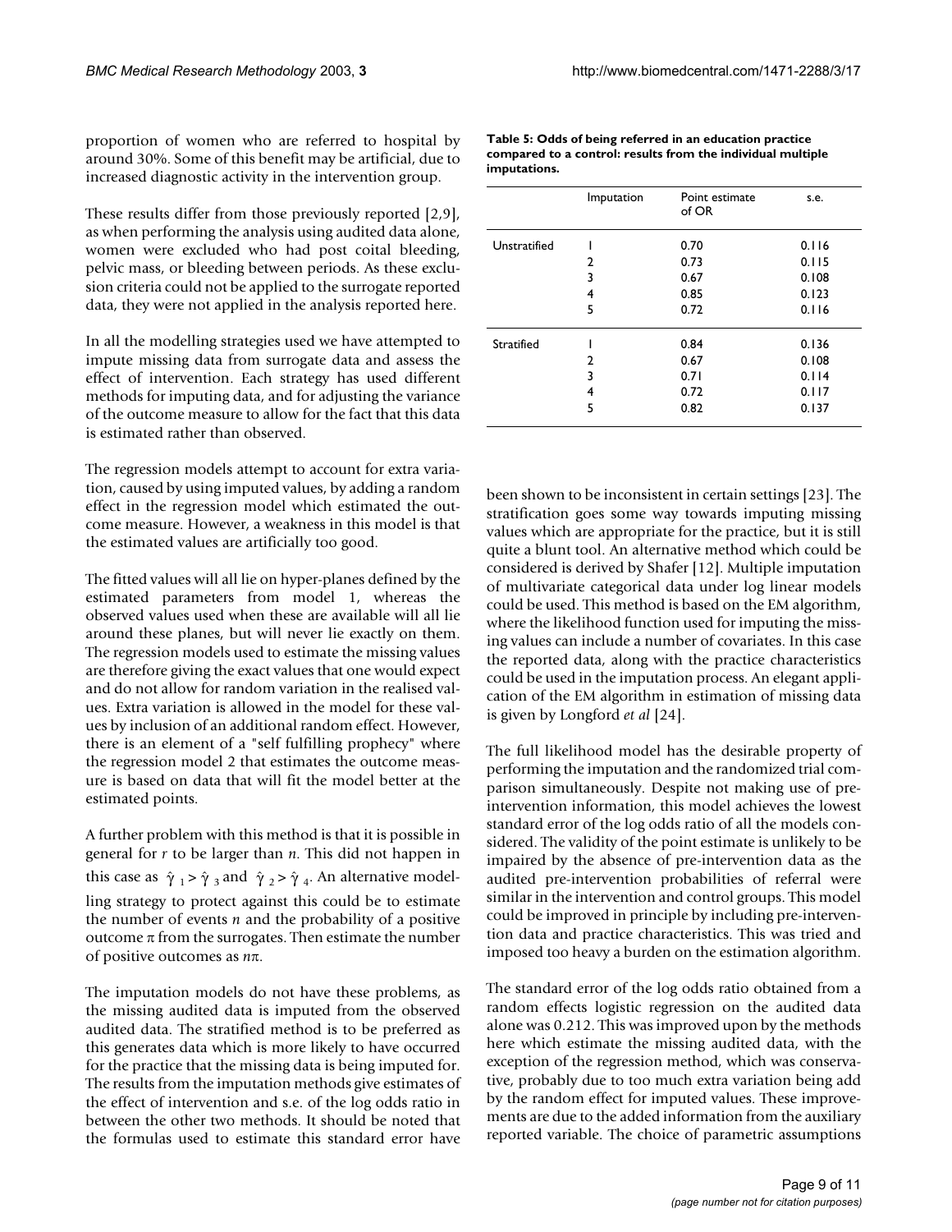proportion of women who are referred to hospital by around 30%. Some of this benefit may be artificial, due to increased diagnostic activity in the intervention group.

These results differ from those previously reported [2,9], as when performing the analysis using audited data alone, women were excluded who had post coital bleeding, pelvic mass, or bleeding between periods. As these exclusion criteria could not be applied to the surrogate reported data, they were not applied in the analysis reported here.

In all the modelling strategies used we have attempted to impute missing data from surrogate data and assess the effect of intervention. Each strategy has used different methods for imputing data, and for adjusting the variance of the outcome measure to allow for the fact that this data is estimated rather than observed.

The regression models attempt to account for extra variation, caused by using imputed values, by adding a random effect in the regression model which estimated the outcome measure. However, a weakness in this model is that the estimated values are artificially too good.

The fitted values will all lie on hyper-planes defined by the estimated parameters from model 1, whereas the observed values used when these are available will all lie around these planes, but will never lie exactly on them. The regression models used to estimate the missing values are therefore giving the exact values that one would expect and do not allow for random variation in the realised values. Extra variation is allowed in the model for these values by inclusion of an additional random effect. However, there is an element of a "self fulfilling prophecy" where the regression model 2 that estimates the outcome measure is based on data that will fit the model better at the estimated points.

A further problem with this method is that it is possible in general for $r$ to be larger than $n$. This did not happen in this case as $\hat{\gamma}_1 > \hat{\gamma}_3$ and $\hat{\gamma}_2 > \hat{\gamma}_4$. An alternative modelling strategy to protect against this could be to estimate the number of events $n$ and the probability of a positive outcome $\pi$ from the surrogates. Then estimate the number of positive outcomes as $n\pi$.

The imputation models do not have these problems, as the missing audited data is imputed from the observed audited data. The stratified method is to be preferred as this generates data which is more likely to have occurred for the practice that the missing data is being imputed for. The results from the imputation methods give estimates of the effect of intervention and s.e. of the log odds ratio in between the other two methods. It should be noted that the formulas used to estimate this standard error have been shown to be inconsistent in certain settings [23]. The stratification goes some way towards imputing missing values which are appropriate for the practice, but it is still quite a blunt tool. An alternative method which could be considered is derived by Shafer [12]. Multiple imputation of multivariate categorical data under log linear models could be used. This method is based on the EM algorithm, where the likelihood function used for imputing the missing values can include a number of covariates. In this case the reported data, along with the practice characteristics could be used in the imputation process. An elegant application of the EM algorithm in estimation of missing data is given by Longford *et al* [24].

**Table 5: Odds of being referred in an education practice compared to a control: results from the individual multiple imputations.**

| | Imputation | Point estimate of OR | s.e. |
|---|---|---|---|
| Unstratified | 1 | 0.70 | 0.116 |
| | 2 | 0.73 | 0.115 |
| | 3 | 0.67 | 0.108 |
| | 4 | 0.85 | 0.123 |
| | 5 | 0.72 | 0.116 |
| Stratified | 1 | 0.84 | 0.136 |
| | 2 | 0.67 | 0.108 |
| | 3 | 0.71 | 0.114 |
| | 4 | 0.72 | 0.117 |
| | 5 | 0.82 | 0.137 |

The full likelihood model has the desirable property of performing the imputation and the randomized trial comparison simultaneously. Despite not making use of pre-intervention information, this model achieves the lowest standard error of the log odds ratio of all the models considered. The validity of the point estimate is unlikely to be impaired by the absence of pre-intervention data as the audited pre-intervention probabilities of referral were similar in the intervention and control groups. This model could be improved in principle by including pre-intervention data and practice characteristics. This was tried and imposed too heavy a burden on the estimation algorithm.

The standard error of the log odds ratio obtained from a random effects logistic regression on the audited data alone was 0.212. This was improved upon by the methods here which estimate the missing audited data, with the exception of the regression method, which was conservative, probably due to too much extra variation being add by the random effect for imputed values. These improvements are due to the added information from the auxiliary reported variable. The choice of parametric assumptions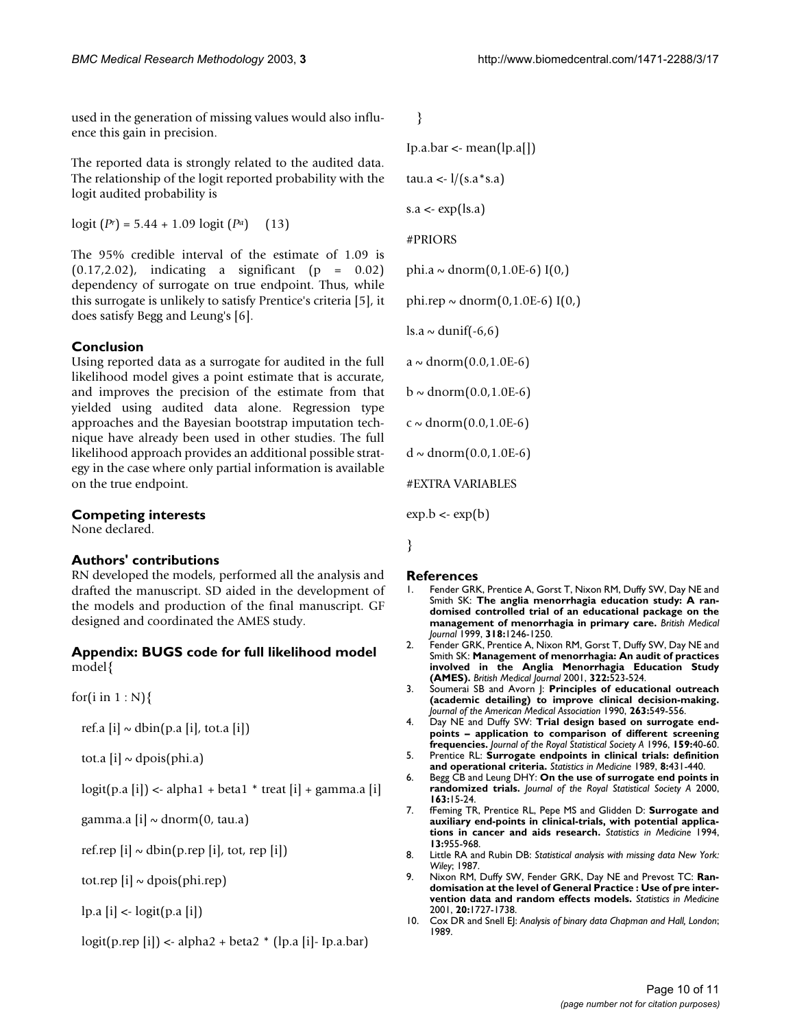used in the generation of missing values would also influence this gain in precision.

The reported data is strongly related to the audited data. The relationship of the logit reported probability with the logit audited probability is

$$\text{logit}(P^r) = 5.44 + 1.09\ \text{logit}(P^a) \quad (13)$$

The 95% credible interval of the estimate of 1.09 is (0.17,2.02), indicating a significant ($p = 0.02$) dependency of surrogate on true endpoint. Thus, while this surrogate is unlikely to satisfy Prentice's criteria [5], it does satisfy Begg and Leung's [6].

## Conclusion

Using reported data as a surrogate for audited in the full likelihood model gives a point estimate that is accurate, and improves the precision of the estimate from that yielded using audited data alone. Regression type approaches and the Bayesian bootstrap imputation technique have already been used in other studies. The full likelihood approach provides an additional possible strategy in the case where only partial information is available on the true endpoint.

## Competing interests

None declared.

## Authors' contributions

RN developed the models, performed all the analysis and drafted the manuscript. SD aided in the development of the models and production of the final manuscript. GF designed and coordinated the AMES study.

## Appendix: BUGS code for full likelihood model

```
model{

for(i in 1 : N){

  ref.a [i] ~ dbin(p.a [i], tot.a [i])

  tot.a [i] ~ dpois(phi.a)

  logit(p.a [i]) <- alpha1 + beta1 * treat [i] + gamma.a [i]

  gamma.a [i] ~ dnorm(0, tau.a)

  ref.rep [i] ~ dbin(p.rep [i], tot, rep [i])

  tot.rep [i] ~ dpois(phi.rep)

  lp.a [i] <- logit(p.a [i])

  logit(p.rep [i]) <- alpha2 + beta2 * (lp.a [i]- Ip.a.bar)

  }

Ip.a.bar <- mean(lp.a[])

tau.a <- l/(s.a*s.a)

s.a <- exp(ls.a)

#PRIORS

phi.a ~ dnorm(0,1.0E-6) I(0,)

phi.rep ~ dnorm(0,1.0E-6) I(0,)

ls.a ~ dunif(-6,6)

a ~ dnorm(0.0,1.0E-6)

b ~ dnorm(0.0,1.0E-6)

c ~ dnorm(0.0,1.0E-6)

d ~ dnorm(0.0,1.0E-6)

#EXTRA VARIABLES

exp.b <- exp(b)

}
```

## References

1. Fender GRK, Prentice A, Gorst T, Nixon RM, Duffy SW, Day NE and Smith SK: **The anglia menorrhagia education study: A randomised controlled trial of an educational package on the management of menorrhagia in primary care.** *British Medical Journal* 1999, **318:**1246-1250.
2. Fender GRK, Prentice A, Nixon RM, Gorst T, Duffy SW, Day NE and Smith SK: **Management of menorrhagia: An audit of practices involved in the Anglia Menorrhagia Education Study (AMES).** *British Medical Journal* 2001, **322:**523-524.
3. Soumerai SB and Avorn J: **Principles of educational outreach (academic detailing) to improve clinical decision-making.** *Journal of the American Medical Association* 1990, **263:**549-556.
4. Day NE and Duffy SW: **Trial design based on surrogate endpoints – application to comparison of different screening frequencies.** *Journal of the Royal Statistical Society A* 1996, **159:**40-60.
5. Prentice RL: **Surrogate endpoints in clinical trials: definition and operational criteria.** *Statistics in Medicine* 1989, **8:**431-440.
6. Begg CB and Leung DHY: **On the use of surrogate end points in randomized trials.** *Journal of the Royal Statistical Society A* 2000, **163:**15-24.
7. fFeming TR, Prentice RL, Pepe MS and Glidden D: **Surrogate and auxiliary end-points in clinical-trials, with potential applications in cancer and aids research.** *Statistics in Medicine* 1994, **13:**955-968.
8. Little RA and Rubin DB: *Statistical analysis with missing data New York: Wiley*; 1987.
9. Nixon RM, Duffy SW, Fender GRK, Day NE and Prevost TC: **Randomisation at the level of General Practice : Use of pre intervention data and random effects models.** *Statistics in Medicine* 2001, **20:**1727-1738.
10. Cox DR and Snell EJ: *Analysis of binary data Chapman and Hall, London*; 1989.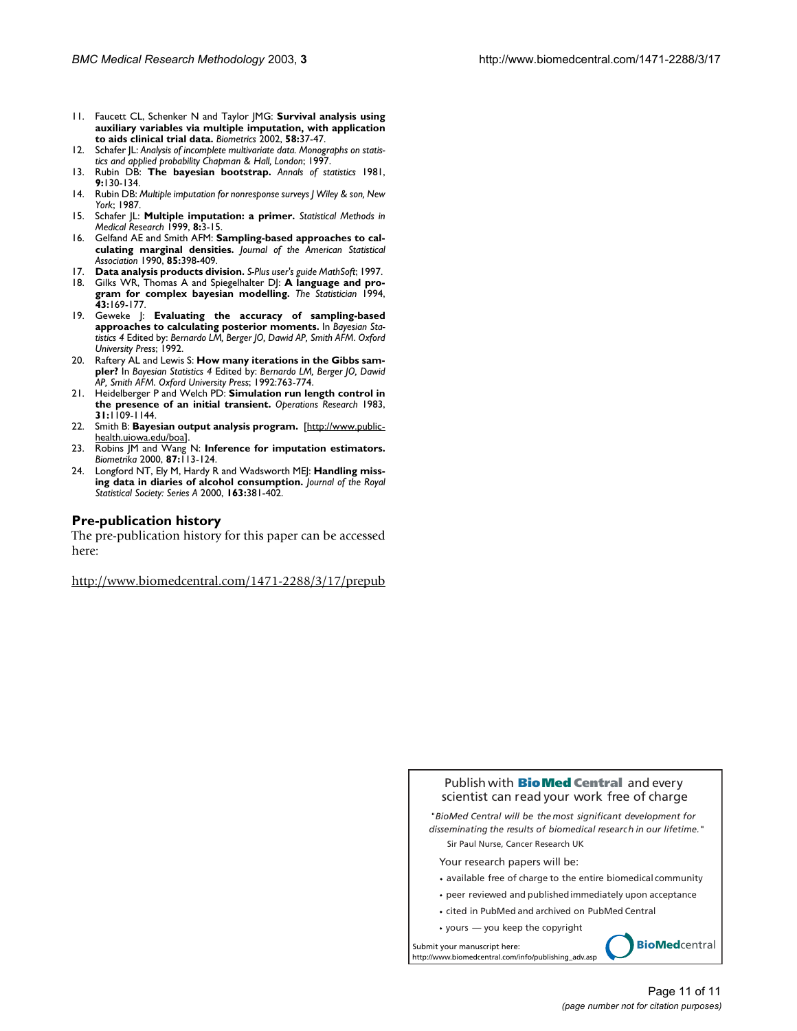11. Faucett CL, Schenker N and Taylor JMG: **Survival analysis using auxiliary variables via multiple imputation, with application to aids clinical trial data.** *Biometrics* 2002, **58:**37-47.
12. Schafer JL: *Analysis of incomplete multivariate data. Monographs on statistics and applied probability Chapman & Hall, London*; 1997.
13. Rubin DB: **The bayesian bootstrap.** *Annals of statistics* 1981, **9:**130-134.
14. Rubin DB: *Multiple imputation for nonresponse surveys J Wiley & son, New York*; 1987.
15. Schafer JL: **Multiple imputation: a primer.** *Statistical Methods in Medical Research* 1999, **8:**3-15.
16. Gelfand AE and Smith AFM: **Sampling-based approaches to calculating marginal densities.** *Journal of the American Statistical Association* 1990, **85:**398-409.
17. **Data analysis products division.** *S-Plus user's guide MathSoft*; 1997.
18. Gilks WR, Thomas A and Spiegelhalter DJ: **A language and program for complex bayesian modelling.** *The Statistician* 1994, **43:**169-177.
19. Geweke J: **Evaluating the accuracy of sampling-based approaches to calculating posterior moments.** In *Bayesian Statistics 4* Edited by: *Bernardo LM, Berger JO, Dawid AP, Smith AFM. Oxford University Press*; 1992.
20. Raftery AL and Lewis S: **How many iterations in the Gibbs sampler?** In *Bayesian Statistics 4* Edited by: *Bernardo LM, Berger JO, Dawid AP, Smith AFM. Oxford University Press*; 1992:763-774.
21. Heidelberger P and Welch PD: **Simulation run length control in the presence of an initial transient.** *Operations Research* 1983, **31:**1109-1144.
22. Smith B: **Bayesian output analysis program.** [http://www.public-health.uiowa.edu/boa].
23. Robins JM and Wang N: **Inference for imputation estimators.** *Biometrika* 2000, **87:**113-124.
24. Longford NT, Ely M, Hardy R and Wadsworth MEJ: **Handling missing data in diaries of alcohol consumption.** *Journal of the Royal Statistical Society: Series A* 2000, **163:**381-402.

## Pre-publication history

The pre-publication history for this paper can be accessed here:

http://www.biomedcentral.com/1471-2288/3/17/prepub

Publish with **BioMed Central** and every scientist can read your work free of charge

*"BioMed Central will be the most significant development for disseminating the results of biomedical research in our lifetime."*

Sir Paul Nurse, Cancer Research UK

Your research papers will be:

- available free of charge to the entire biomedical community
- peer reviewed and published immediately upon acceptance
- cited in PubMed and archived on PubMed Central
- yours — you keep the copyright

Submit your manuscript here:
http://www.biomedcentral.com/info/publishing_adv.asp

BioMedcentral